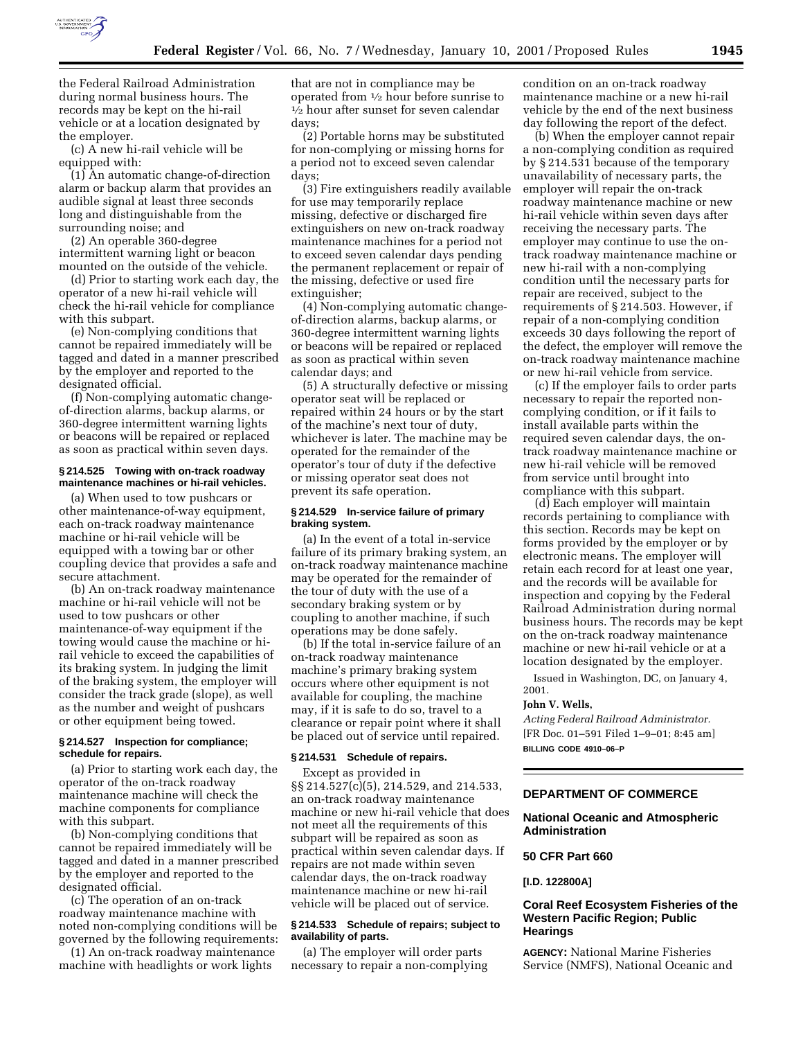the Federal Railroad Administration during normal business hours. The records may be kept on the hi-rail vehicle or at a location designated by the employer.

(c) A new hi-rail vehicle will be equipped with:

(1) An automatic change-of-direction alarm or backup alarm that provides an audible signal at least three seconds long and distinguishable from the surrounding noise; and

(2) An operable 360-degree intermittent warning light or beacon mounted on the outside of the vehicle.

(d) Prior to starting work each day, the operator of a new hi-rail vehicle will check the hi-rail vehicle for compliance with this subpart.

(e) Non-complying conditions that cannot be repaired immediately will be tagged and dated in a manner prescribed by the employer and reported to the designated official.

(f) Non-complying automatic change-of-direction alarms, backup alarms, or 360-degree intermittent warning lights or beacons will be repaired or replaced as soon as practical within seven days.

### § 214.525 Towing with on-track roadway maintenance machines or hi-rail vehicles.

(a) When used to tow pushcars or other maintenance-of-way equipment, each on-track roadway maintenance machine or hi-rail vehicle will be equipped with a towing bar or other coupling device that provides a safe and secure attachment.

(b) An on-track roadway maintenance machine or hi-rail vehicle will not be used to tow pushcars or other maintenance-of-way equipment if the towing would cause the machine or hi-rail vehicle to exceed the capabilities of its braking system. In judging the limit of the braking system, the employer will consider the track grade (slope), as well as the number and weight of pushcars or other equipment being towed.

### § 214.527 Inspection for compliance; schedule for repairs.

(a) Prior to starting work each day, the operator of the on-track roadway maintenance machine will check the machine components for compliance with this subpart.

(b) Non-complying conditions that cannot be repaired immediately will be tagged and dated in a manner prescribed by the employer and reported to the designated official.

(c) The operation of an on-track roadway maintenance machine with noted non-complying conditions will be governed by the following requirements:

(1) An on-track roadway maintenance machine with headlights or work lights that are not in compliance may be operated from ½ hour before sunrise to ½ hour after sunset for seven calendar days;

(2) Portable horns may be substituted for non-complying or missing horns for a period not to exceed seven calendar days;

(3) Fire extinguishers readily available for use may temporarily replace missing, defective or discharged fire extinguishers on new on-track roadway maintenance machines for a period not to exceed seven calendar days pending the permanent replacement or repair of the missing, defective or used fire extinguisher;

(4) Non-complying automatic change-of-direction alarms, backup alarms, or 360-degree intermittent warning lights or beacons will be repaired or replaced as soon as practical within seven calendar days; and

(5) A structurally defective or missing operator seat will be replaced or repaired within 24 hours or by the start of the machine's next tour of duty, whichever is later. The machine may be operated for the remainder of the operator's tour of duty if the defective or missing operator seat does not prevent its safe operation.

### § 214.529 In-service failure of primary braking system.

(a) In the event of a total in-service failure of its primary braking system, an on-track roadway maintenance machine may be operated for the remainder of the tour of duty with the use of a secondary braking system or by coupling to another machine, if such operations may be done safely.

(b) If the total in-service failure of an on-track roadway maintenance machine's primary braking system occurs where other equipment is not available for coupling, the machine may, if it is safe to do so, travel to a clearance or repair point where it shall be placed out of service until repaired.

### § 214.531 Schedule of repairs.

Except as provided in §§ 214.527(c)(5), 214.529, and 214.533, an on-track roadway maintenance machine or new hi-rail vehicle that does not meet all the requirements of this subpart will be repaired as soon as practical within seven calendar days. If repairs are not made within seven calendar days, the on-track roadway maintenance machine or new hi-rail vehicle will be placed out of service.

### § 214.533 Schedule of repairs; subject to availability of parts.

(a) The employer will order parts necessary to repair a non-complying condition on an on-track roadway maintenance machine or a new hi-rail vehicle by the end of the next business day following the report of the defect.

(b) When the employer cannot repair a non-complying condition as required by § 214.531 because of the temporary unavailability of necessary parts, the employer will repair the on-track roadway maintenance machine or new hi-rail vehicle within seven days after receiving the necessary parts. The employer may continue to use the on-track roadway maintenance machine or new hi-rail with a non-complying condition until the necessary parts for repair are received, subject to the requirements of § 214.503. However, if repair of a non-complying condition exceeds 30 days following the report of the defect, the employer will remove the on-track roadway maintenance machine or new hi-rail vehicle from service.

(c) If the employer fails to order parts necessary to repair the reported non-complying condition, or if it fails to install available parts within the required seven calendar days, the on-track roadway maintenance machine or new hi-rail vehicle will be removed from service until brought into compliance with this subpart.

(d) Each employer will maintain records pertaining to compliance with this section. Records may be kept on forms provided by the employer or by electronic means. The employer will retain each record for at least one year, and the records will be available for inspection and copying by the Federal Railroad Administration during normal business hours. The records may be kept on the on-track roadway maintenance machine or new hi-rail vehicle or at a location designated by the employer.

Issued in Washington, DC, on January 4, 2001.

**John V. Wells,**

*Acting Federal Railroad Administrator.*

[FR Doc. 01–591 Filed 1–9–01; 8:45 am]

**BILLING CODE 4910–06–P**

---

## DEPARTMENT OF COMMERCE

### National Oceanic and Atmospheric Administration

### 50 CFR Part 660

**[I.D. 122800A]**

### Coral Reef Ecosystem Fisheries of the Western Pacific Region; Public Hearings

**AGENCY:** National Marine Fisheries Service (NMFS), National Oceanic and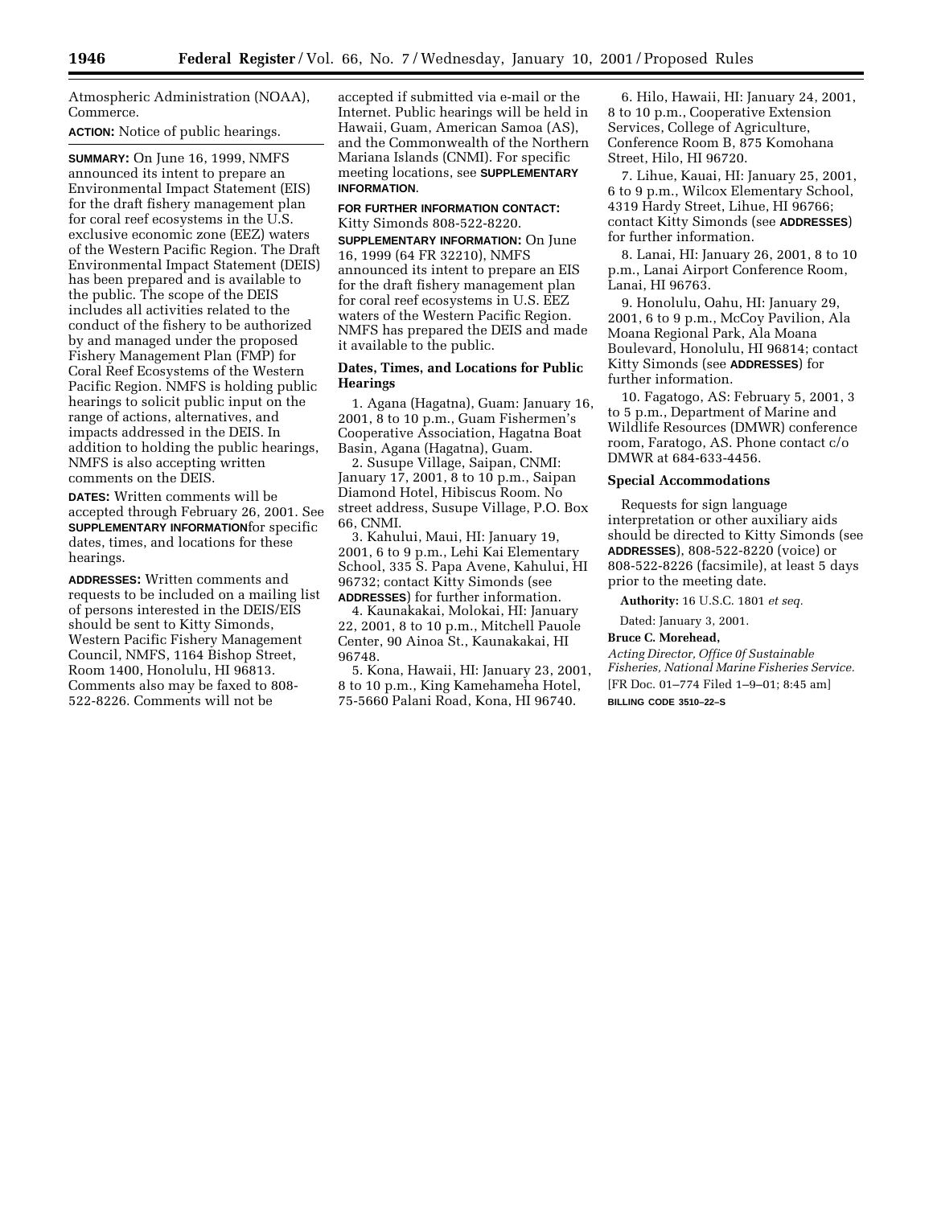Atmospheric Administration (NOAA), Commerce.

**ACTION:** Notice of public hearings.

**SUMMARY:** On June 16, 1999, NMFS announced its intent to prepare an Environmental Impact Statement (EIS) for the draft fishery management plan for coral reef ecosystems in the U.S. exclusive economic zone (EEZ) waters of the Western Pacific Region. The Draft Environmental Impact Statement (DEIS) has been prepared and is available to the public. The scope of the DEIS includes all activities related to the conduct of the fishery to be authorized by and managed under the proposed Fishery Management Plan (FMP) for Coral Reef Ecosystems of the Western Pacific Region. NMFS is holding public hearings to solicit public input on the range of actions, alternatives, and impacts addressed in the DEIS. In addition to holding the public hearings, NMFS is also accepting written comments on the DEIS.

**DATES:** Written comments will be accepted through February 26, 2001. See **SUPPLEMENTARY INFORMATION**for specific dates, times, and locations for these hearings.

**ADDRESSES:** Written comments and requests to be included on a mailing list of persons interested in the DEIS/EIS should be sent to Kitty Simonds, Western Pacific Fishery Management Council, NMFS, 1164 Bishop Street, Room 1400, Honolulu, HI 96813. Comments also may be faxed to 808-522-8226. Comments will not be accepted if submitted via e-mail or the Internet. Public hearings will be held in Hawaii, Guam, American Samoa (AS), and the Commonwealth of the Northern Mariana Islands (CNMI). For specific meeting locations, see **SUPPLEMENTARY INFORMATION**.

**FOR FURTHER INFORMATION CONTACT:** Kitty Simonds 808-522-8220.

**SUPPLEMENTARY INFORMATION:** On June 16, 1999 (64 FR 32210), NMFS announced its intent to prepare an EIS for the draft fishery management plan for coral reef ecosystems in U.S. EEZ waters of the Western Pacific Region. NMFS has prepared the DEIS and made it available to the public.

**Dates, Times, and Locations for Public Hearings**

1. Agana (Hagatna), Guam: January 16, 2001, 8 to 10 p.m., Guam Fishermen's Cooperative Association, Hagatna Boat Basin, Agana (Hagatna), Guam.

2. Susupe Village, Saipan, CNMI: January 17, 2001, 8 to 10 p.m., Saipan Diamond Hotel, Hibiscus Room. No street address, Susupe Village, P.O. Box 66, CNMI.

3. Kahului, Maui, HI: January 19, 2001, 6 to 9 p.m., Lehi Kai Elementary School, 335 S. Papa Avene, Kahului, HI 96732; contact Kitty Simonds (see **ADDRESSES**) for further information.

4. Kaunakakai, Molokai, HI: January 22, 2001, 8 to 10 p.m., Mitchell Pauole Center, 90 Ainoa St., Kaunakakai, HI 96748.

5. Kona, Hawaii, HI: January 23, 2001, 8 to 10 p.m., King Kamehameha Hotel, 75-5660 Palani Road, Kona, HI 96740.

6. Hilo, Hawaii, HI: January 24, 2001, 8 to 10 p.m., Cooperative Extension Services, College of Agriculture, Conference Room B, 875 Komohana Street, Hilo, HI 96720.

7. Lihue, Kauai, HI: January 25, 2001, 6 to 9 p.m., Wilcox Elementary School, 4319 Hardy Street, Lihue, HI 96766; contact Kitty Simonds (see **ADDRESSES**) for further information.

8. Lanai, HI: January 26, 2001, 8 to 10 p.m., Lanai Airport Conference Room, Lanai, HI 96763.

9. Honolulu, Oahu, HI: January 29, 2001, 6 to 9 p.m., McCoy Pavilion, Ala Moana Regional Park, Ala Moana Boulevard, Honolulu, HI 96814; contact Kitty Simonds (see **ADDRESSES**) for further information.

10. Fagatogo, AS: February 5, 2001, 3 to 5 p.m., Department of Marine and Wildlife Resources (DMWR) conference room, Faratogo, AS. Phone contact c/o DMWR at 684-633-4456.

**Special Accommodations**

Requests for sign language interpretation or other auxiliary aids should be directed to Kitty Simonds (see **ADDRESSES**), 808-522-8220 (voice) or 808-522-8226 (facsimile), at least 5 days prior to the meeting date.

**Authority:** 16 U.S.C. 1801 *et seq.*

Dated: January 3, 2001.

**Bruce C. Morehead,**

*Acting Director, Office 0f Sustainable Fisheries, National Marine Fisheries Service.*

[FR Doc. 01–774 Filed 1–9–01; 8:45 am]

**BILLING CODE 3510–22–S**